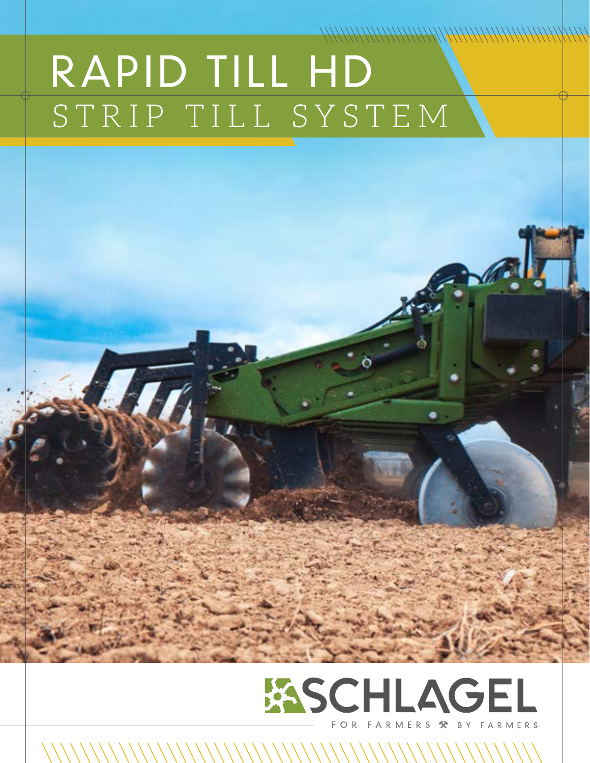# RAPID TILL HD
## STRIP TILL SYSTEM

SCHLAGEL

FOR FARMERS ⚒ BY FARMERS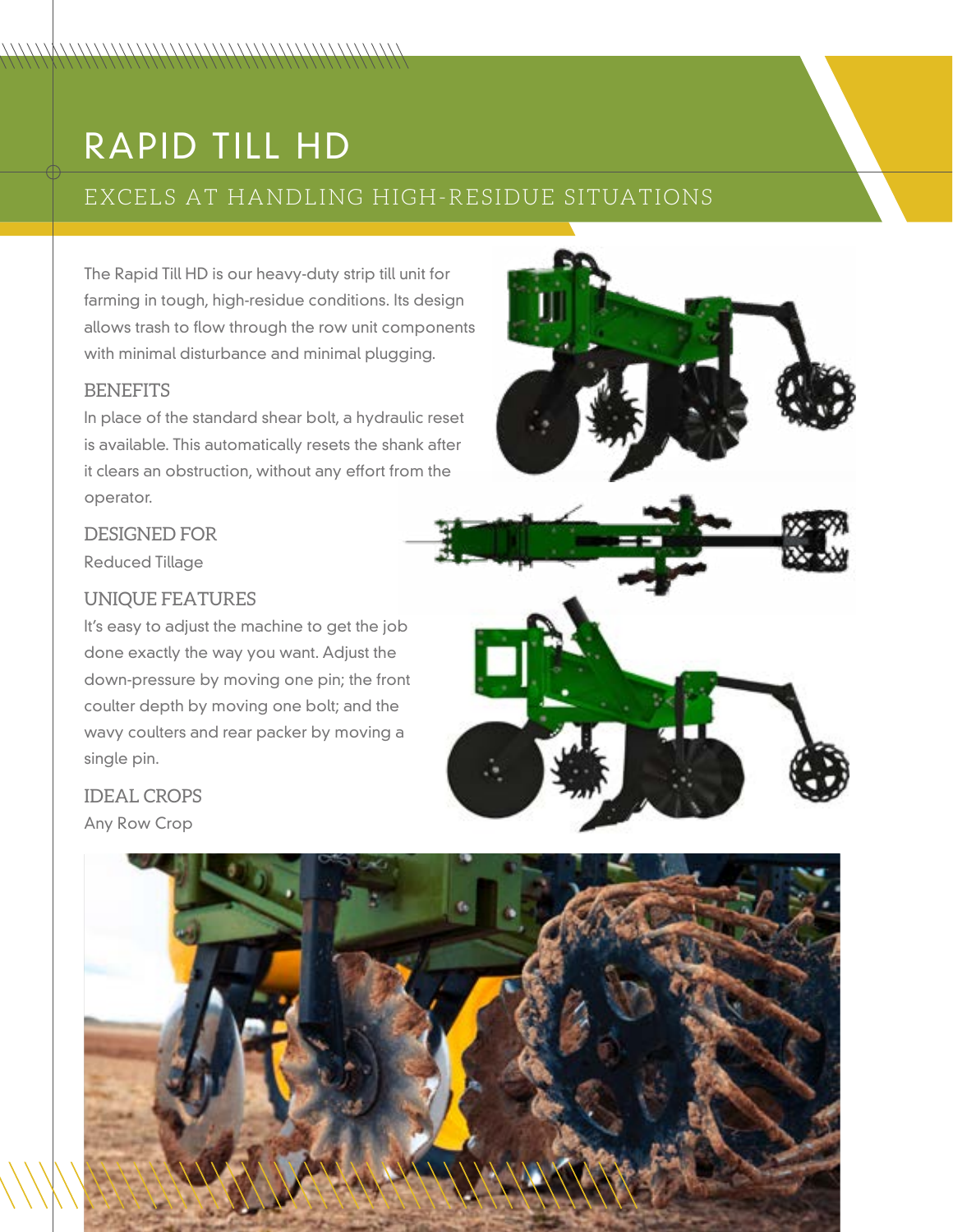# RAPID TILL HD

## EXCELS AT HANDLING HIGH-RESIDUE SITUATIONS

The Rapid Till HD is our heavy-duty strip till unit for farming in tough, high-residue conditions. Its design allows trash to flow through the row unit components with minimal disturbance and minimal plugging.

### BENEFITS

In place of the standard shear bolt, a hydraulic reset is available. This automatically resets the shank after it clears an obstruction, without any effort from the operator.

### DESIGNED FOR

Reduced Tillage

### UNIQUE FEATURES

It's easy to adjust the machine to get the job done exactly the way you want. Adjust the down-pressure by moving one pin; the front coulter depth by moving one bolt; and the wavy coulters and rear packer by moving a single pin.

### IDEAL CROPS

Any Row Crop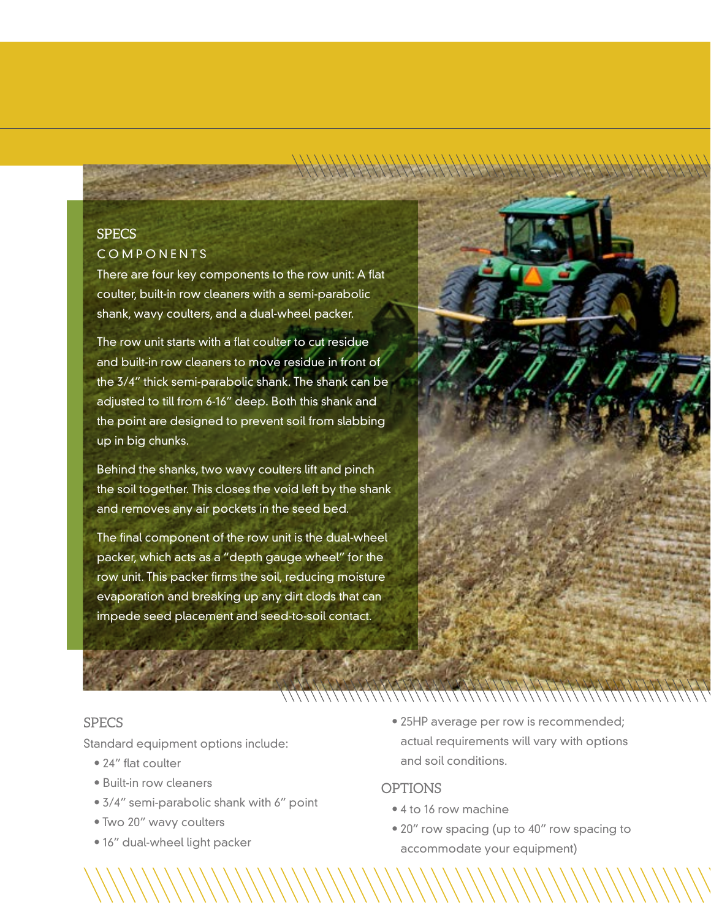## SPECS

### COMPONENTS

There are four key components to the row unit: A flat coulter, built-in row cleaners with a semi-parabolic shank, wavy coulters, and a dual-wheel packer.

The row unit starts with a flat coulter to cut residue and built-in row cleaners to move residue in front of the 3/4″ thick semi-parabolic shank. The shank can be adjusted to till from 6-16″ deep. Both this shank and the point are designed to prevent soil from slabbing up in big chunks.

Behind the shanks, two wavy coulters lift and pinch the soil together. This closes the void left by the shank and removes any air pockets in the seed bed.

The final component of the row unit is the dual-wheel packer, which acts as a "depth gauge wheel" for the row unit. This packer firms the soil, reducing moisture evaporation and breaking up any dirt clods that can impede seed placement and seed-to-soil contact.

## SPECS

Standard equipment options include:

- 24″ flat coulter
- Built-in row cleaners
- 3/4″ semi-parabolic shank with 6″ point
- Two 20″ wavy coulters
- 16″ dual-wheel light packer
- 25HP average per row is recommended; actual requirements will vary with options and soil conditions.

## OPTIONS

- 4 to 16 row machine
- 20″ row spacing (up to 40″ row spacing to accommodate your equipment)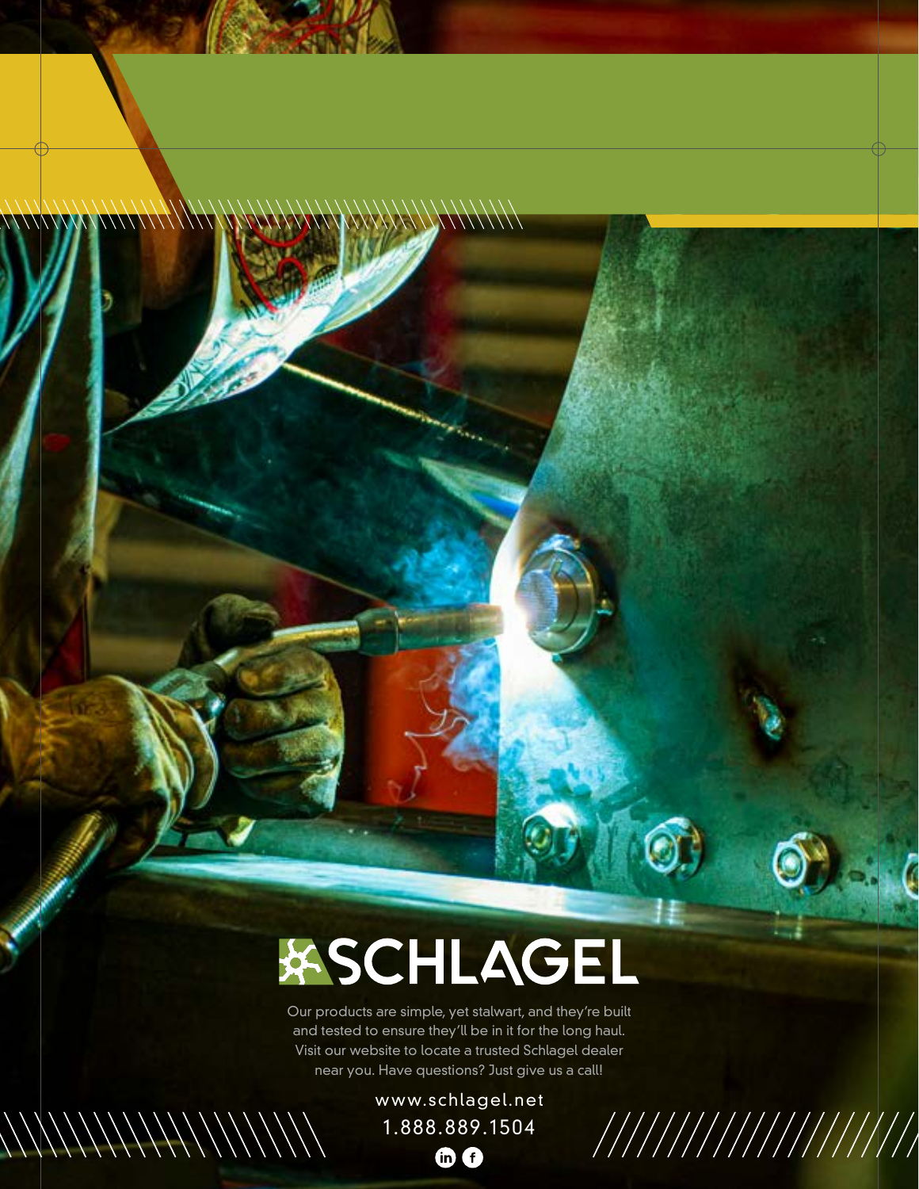# SCHLAGEL

Our products are simple, yet stalwart, and they're built and tested to ensure they'll be in it for the long haul. Visit our website to locate a trusted Schlagel dealer near you. Have questions? Just give us a call!

www.schlagel.net

1.888.889.1504